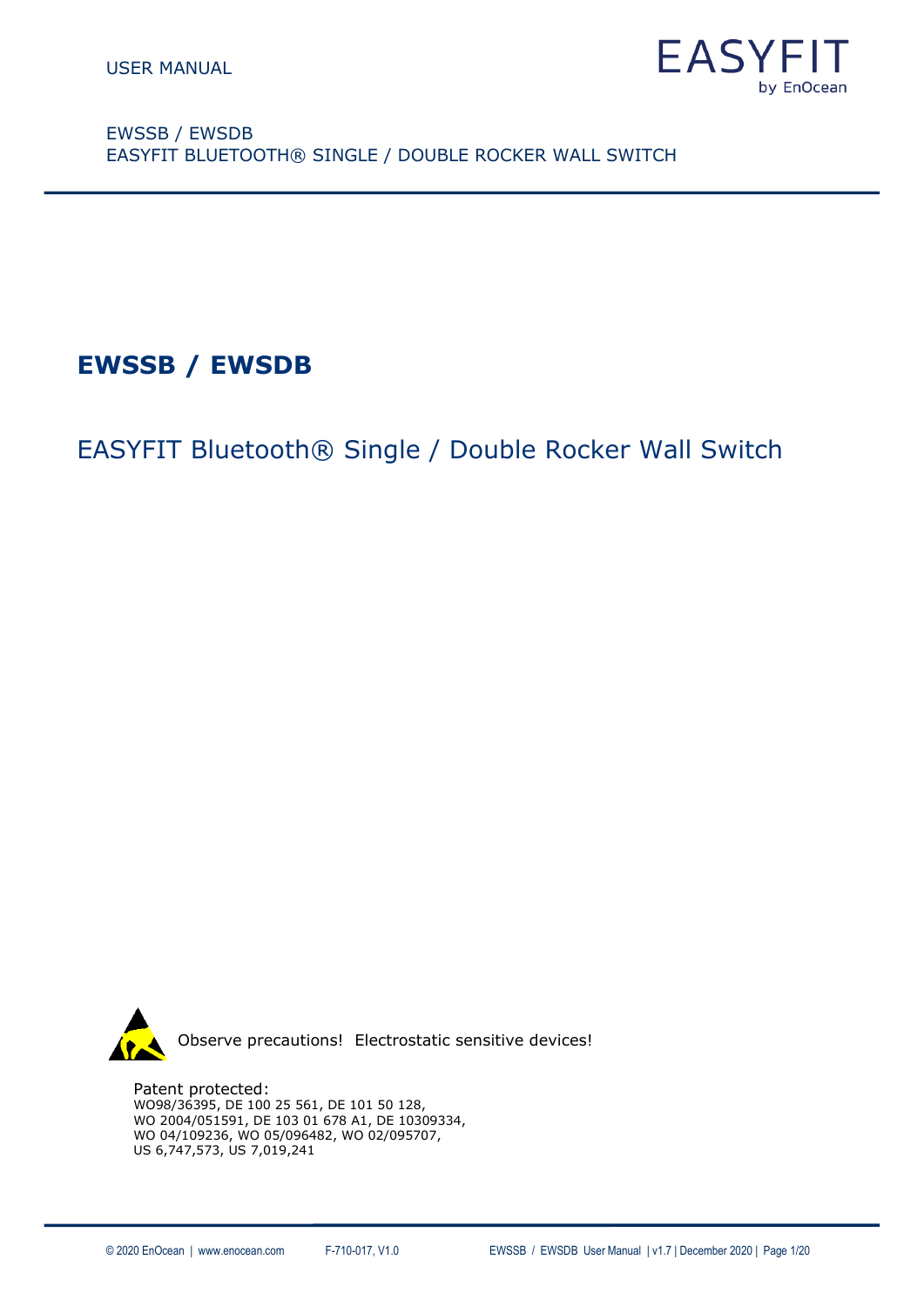USER MANUAL

EASYFIT
by EnOcean

EWSSB / EWSDB
EASYFIT BLUETOOTH® SINGLE / DOUBLE ROCKER WALL SWITCH

# EWSSB / EWSDB

## EASYFIT Bluetooth® Single / Double Rocker Wall Switch

Observe precautions! Electrostatic sensitive devices!

Patent protected:
WO98/36395, DE 100 25 561, DE 101 50 128,
WO 2004/051591, DE 103 01 678 A1, DE 10309334,
WO 04/109236, WO 05/096482, WO 02/095707,
US 6,747,573, US 7,019,241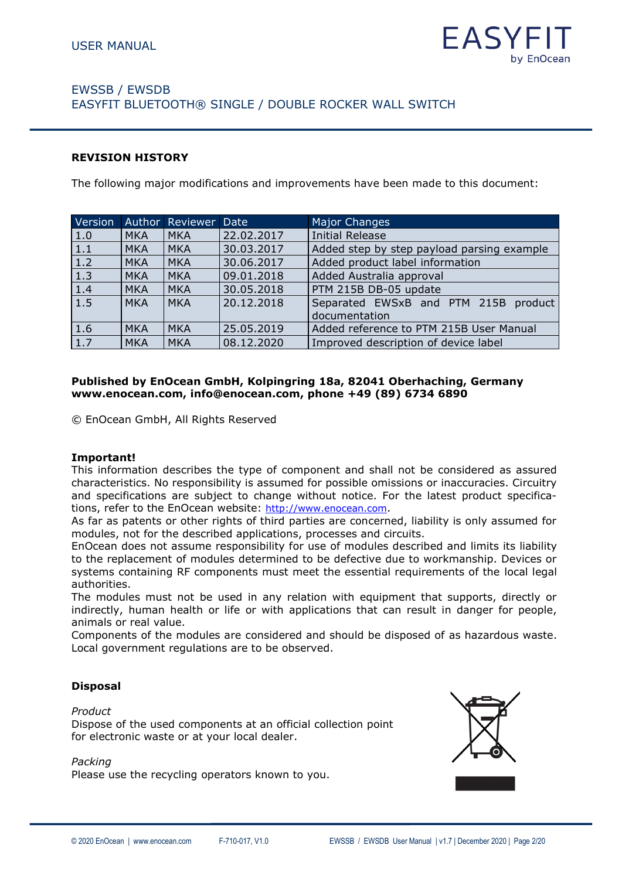## REVISION HISTORY

The following major modifications and improvements have been made to this document:

| Version | Author | Reviewer | Date | Major Changes |
|---|---|---|---|---|
| 1.0 | MKA | MKA | 22.02.2017 | Initial Release |
| 1.1 | MKA | MKA | 30.03.2017 | Added step by step payload parsing example |
| 1.2 | MKA | MKA | 30.06.2017 | Added product label information |
| 1.3 | MKA | MKA | 09.01.2018 | Added Australia approval |
| 1.4 | MKA | MKA | 30.05.2018 | PTM 215B DB-05 update |
| 1.5 | MKA | MKA | 20.12.2018 | Separated EWSxB and PTM 215B product documentation |
| 1.6 | MKA | MKA | 25.05.2019 | Added reference to PTM 215B User Manual |
| 1.7 | MKA | MKA | 08.12.2020 | Improved description of device label |

**Published by EnOcean GmbH, Kolpingring 18a, 82041 Oberhaching, Germany**
**www.enocean.com, info@enocean.com, phone +49 (89) 6734 6890**

© EnOcean GmbH, All Rights Reserved

**Important!**
This information describes the type of component and shall not be considered as assured characteristics. No responsibility is assumed for possible omissions or inaccuracies. Circuitry and specifications are subject to change without notice. For the latest product specifications, refer to the EnOcean website: http://www.enocean.com.
As far as patents or other rights of third parties are concerned, liability is only assumed for modules, not for the described applications, processes and circuits.
EnOcean does not assume responsibility for use of modules described and limits its liability to the replacement of modules determined to be defective due to workmanship. Devices or systems containing RF components must meet the essential requirements of the local legal authorities.
The modules must not be used in any relation with equipment that supports, directly or indirectly, human health or life or with applications that can result in danger for people, animals or real value.
Components of the modules are considered and should be disposed of as hazardous waste. Local government regulations are to be observed.

**Disposal**

*Product*
Dispose of the used components at an official collection point for electronic waste or at your local dealer.

*Packing*
Please use the recycling operators known to you.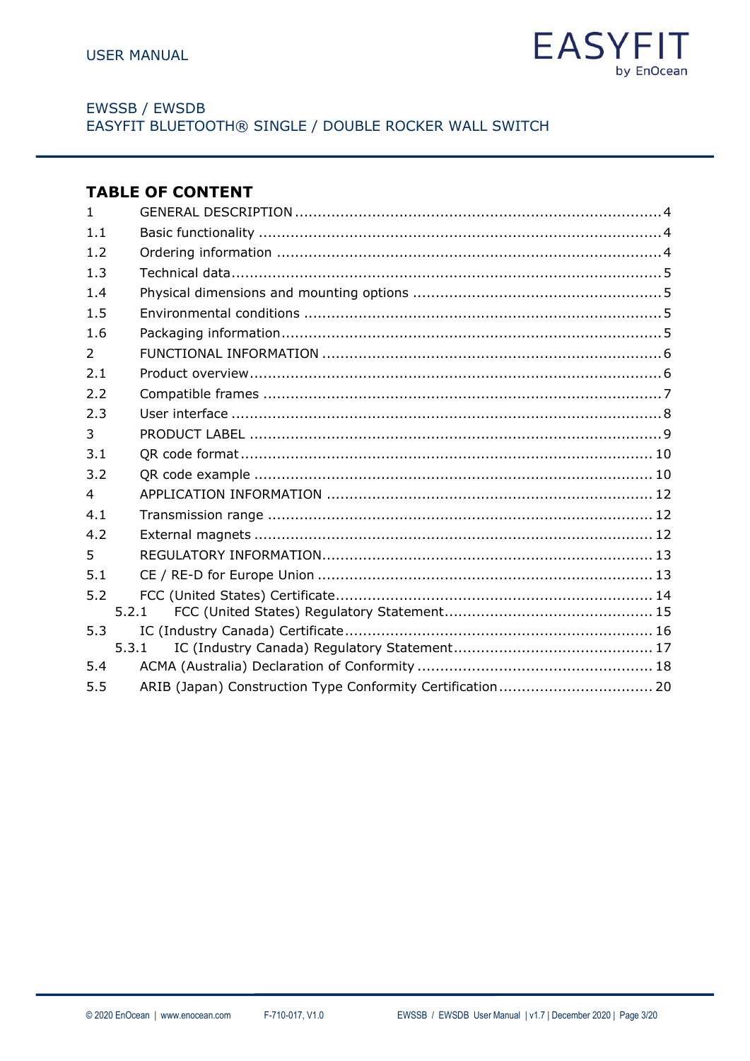## TABLE OF CONTENT

| | | |
|---|---|---|
| 1 | GENERAL DESCRIPTION | 4 |
| 1.1 | Basic functionality | 4 |
| 1.2 | Ordering information | 4 |
| 1.3 | Technical data | 5 |
| 1.4 | Physical dimensions and mounting options | 5 |
| 1.5 | Environmental conditions | 5 |
| 1.6 | Packaging information | 5 |
| 2 | FUNCTIONAL INFORMATION | 6 |
| 2.1 | Product overview | 6 |
| 2.2 | Compatible frames | 7 |
| 2.3 | User interface | 8 |
| 3 | PRODUCT LABEL | 9 |
| 3.1 | QR code format | 10 |
| 3.2 | QR code example | 10 |
| 4 | APPLICATION INFORMATION | 12 |
| 4.1 | Transmission range | 12 |
| 4.2 | External magnets | 12 |
| 5 | REGULATORY INFORMATION | 13 |
| 5.1 | CE / RE-D for Europe Union | 13 |
| 5.2 | FCC (United States) Certificate | 14 |
| 5.2.1 | FCC (United States) Regulatory Statement | 15 |
| 5.3 | IC (Industry Canada) Certificate | 16 |
| 5.3.1 | IC (Industry Canada) Regulatory Statement | 17 |
| 5.4 | ACMA (Australia) Declaration of Conformity | 18 |
| 5.5 | ARIB (Japan) Construction Type Conformity Certification | 20 |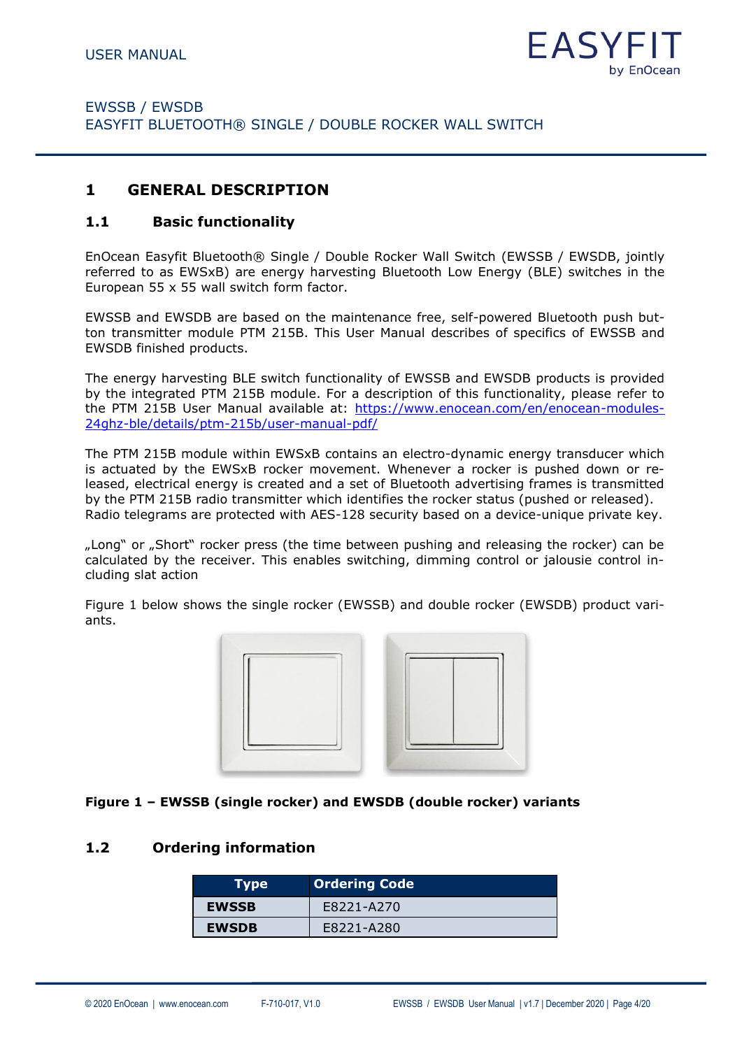# 1 GENERAL DESCRIPTION

## 1.1 Basic functionality

EnOcean Easyfit Bluetooth® Single / Double Rocker Wall Switch (EWSSB / EWSDB, jointly referred to as EWSxB) are energy harvesting Bluetooth Low Energy (BLE) switches in the European 55 x 55 wall switch form factor.

EWSSB and EWSDB are based on the maintenance free, self-powered Bluetooth push button transmitter module PTM 215B. This User Manual describes of specifics of EWSSB and EWSDB finished products.

The energy harvesting BLE switch functionality of EWSSB and EWSDB products is provided by the integrated PTM 215B module. For a description of this functionality, please refer to the PTM 215B User Manual available at: https://www.enocean.com/en/enocean-modules-24ghz-ble/details/ptm-215b/user-manual-pdf/

The PTM 215B module within EWSxB contains an electro-dynamic energy transducer which is actuated by the EWSxB rocker movement. Whenever a rocker is pushed down or released, electrical energy is created and a set of Bluetooth advertising frames is transmitted by the PTM 215B radio transmitter which identifies the rocker status (pushed or released).
Radio telegrams are protected with AES-128 security based on a device-unique private key.

„Long" or „Short" rocker press (the time between pushing and releasing the rocker) can be calculated by the receiver. This enables switching, dimming control or jalousie control including slat action

Figure 1 below shows the single rocker (EWSSB) and double rocker (EWSDB) product variants.

**Figure 1 – EWSSB (single rocker) and EWSDB (double rocker) variants**

## 1.2 Ordering information

| Type | Ordering Code |
|---|---|
| **EWSSB** | E8221-A270 |
| **EWSDB** | E8221-A280 |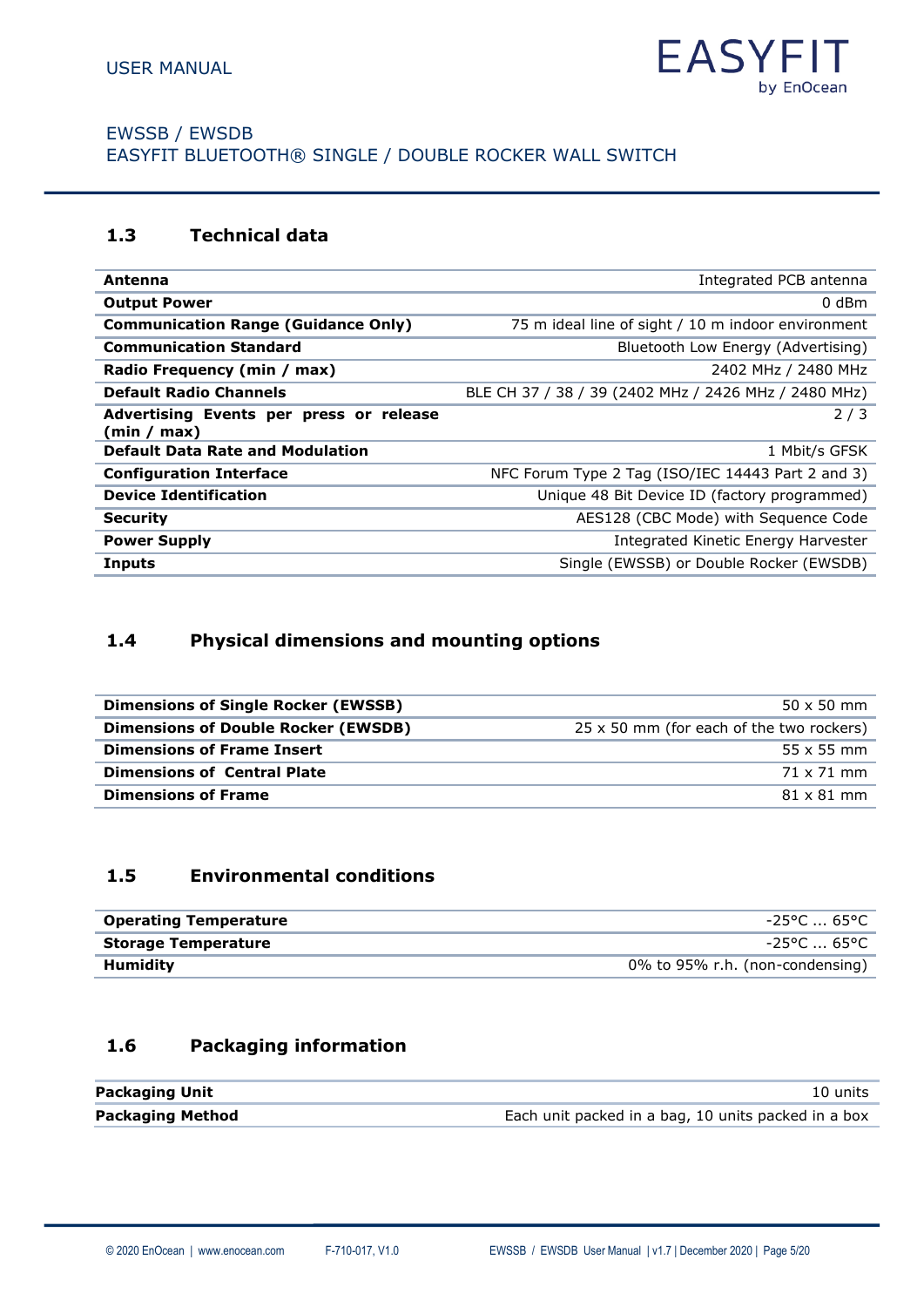## 1.3 Technical data

| | |
|---|---|
| **Antenna** | Integrated PCB antenna |
| **Output Power** | 0 dBm |
| **Communication Range (Guidance Only)** | 75 m ideal line of sight / 10 m indoor environment |
| **Communication Standard** | Bluetooth Low Energy (Advertising) |
| **Radio Frequency (min / max)** | 2402 MHz / 2480 MHz |
| **Default Radio Channels** | BLE CH 37 / 38 / 39 (2402 MHz / 2426 MHz / 2480 MHz) |
| **Advertising Events per press or release (min / max)** | 2 / 3 |
| **Default Data Rate and Modulation** | 1 Mbit/s GFSK |
| **Configuration Interface** | NFC Forum Type 2 Tag (ISO/IEC 14443 Part 2 and 3) |
| **Device Identification** | Unique 48 Bit Device ID (factory programmed) |
| **Security** | AES128 (CBC Mode) with Sequence Code |
| **Power Supply** | Integrated Kinetic Energy Harvester |
| **Inputs** | Single (EWSSB) or Double Rocker (EWSDB) |

## 1.4 Physical dimensions and mounting options

| | |
|---|---|
| **Dimensions of Single Rocker (EWSSB)** | 50 x 50 mm |
| **Dimensions of Double Rocker (EWSDB)** | 25 x 50 mm (for each of the two rockers) |
| **Dimensions of Frame Insert** | 55 x 55 mm |
| **Dimensions of Central Plate** | 71 x 71 mm |
| **Dimensions of Frame** | 81 x 81 mm |

## 1.5 Environmental conditions

| | |
|---|---|
| **Operating Temperature** | -25°C ... 65°C |
| **Storage Temperature** | -25°C ... 65°C |
| **Humidity** | 0% to 95% r.h. (non-condensing) |

## 1.6 Packaging information

| | |
|---|---|
| **Packaging Unit** | 10 units |
| **Packaging Method** | Each unit packed in a bag, 10 units packed in a box |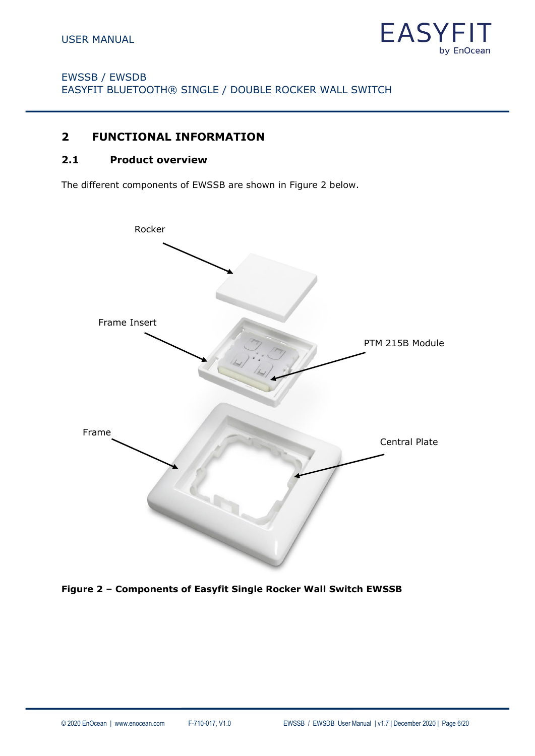## 2 FUNCTIONAL INFORMATION

### 2.1 Product overview

The different components of EWSSB are shown in Figure 2 below.

Rocker

Frame Insert

PTM 215B Module

Frame

Central Plate

**Figure 2 – Components of Easyfit Single Rocker Wall Switch EWSSB**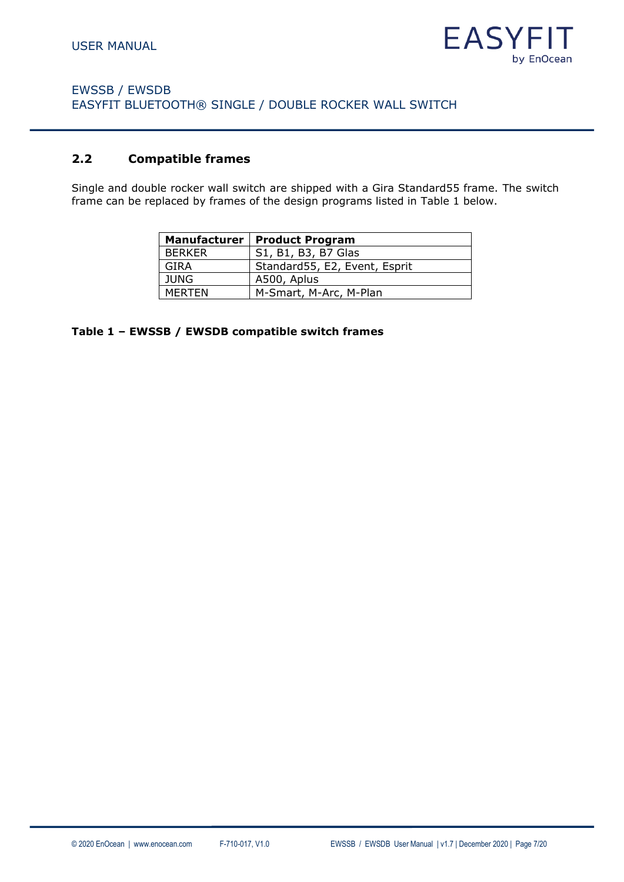## 2.2 Compatible frames

Single and double rocker wall switch are shipped with a Gira Standard55 frame. The switch frame can be replaced by frames of the design programs listed in Table 1 below.

| Manufacturer | Product Program |
|---|---|
| BERKER | S1, B1, B3, B7 Glas |
| GIRA | Standard55, E2, Event, Esprit |
| JUNG | A500, Aplus |
| MERTEN | M-Smart, M-Arc, M-Plan |

**Table 1 – EWSSB / EWSDB compatible switch frames**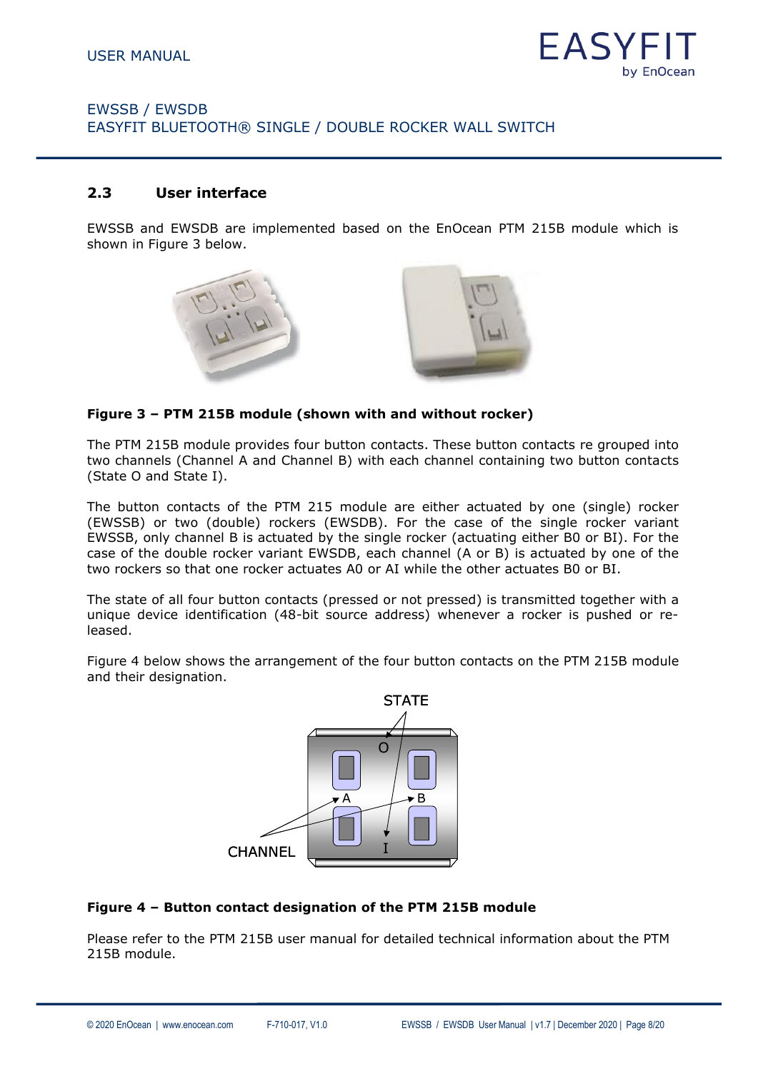## 2.3 User interface

EWSSB and EWSDB are implemented based on the EnOcean PTM 215B module which is shown in Figure 3 below.

**Figure 3 – PTM 215B module (shown with and without rocker)**

The PTM 215B module provides four button contacts. These button contacts re grouped into two channels (Channel A and Channel B) with each channel containing two button contacts (State O and State I).

The button contacts of the PTM 215 module are either actuated by one (single) rocker (EWSSB) or two (double) rockers (EWSDB). For the case of the single rocker variant EWSSB, only channel B is actuated by the single rocker (actuating either B0 or BI). For the case of the double rocker variant EWSDB, each channel (A or B) is actuated by one of the two rockers so that one rocker actuates A0 or AI while the other actuates B0 or BI.

The state of all four button contacts (pressed or not pressed) is transmitted together with a unique device identification (48-bit source address) whenever a rocker is pushed or re-leased.

Figure 4 below shows the arrangement of the four button contacts on the PTM 215B module and their designation.

**Figure 4 – Button contact designation of the PTM 215B module**

Please refer to the PTM 215B user manual for detailed technical information about the PTM 215B module.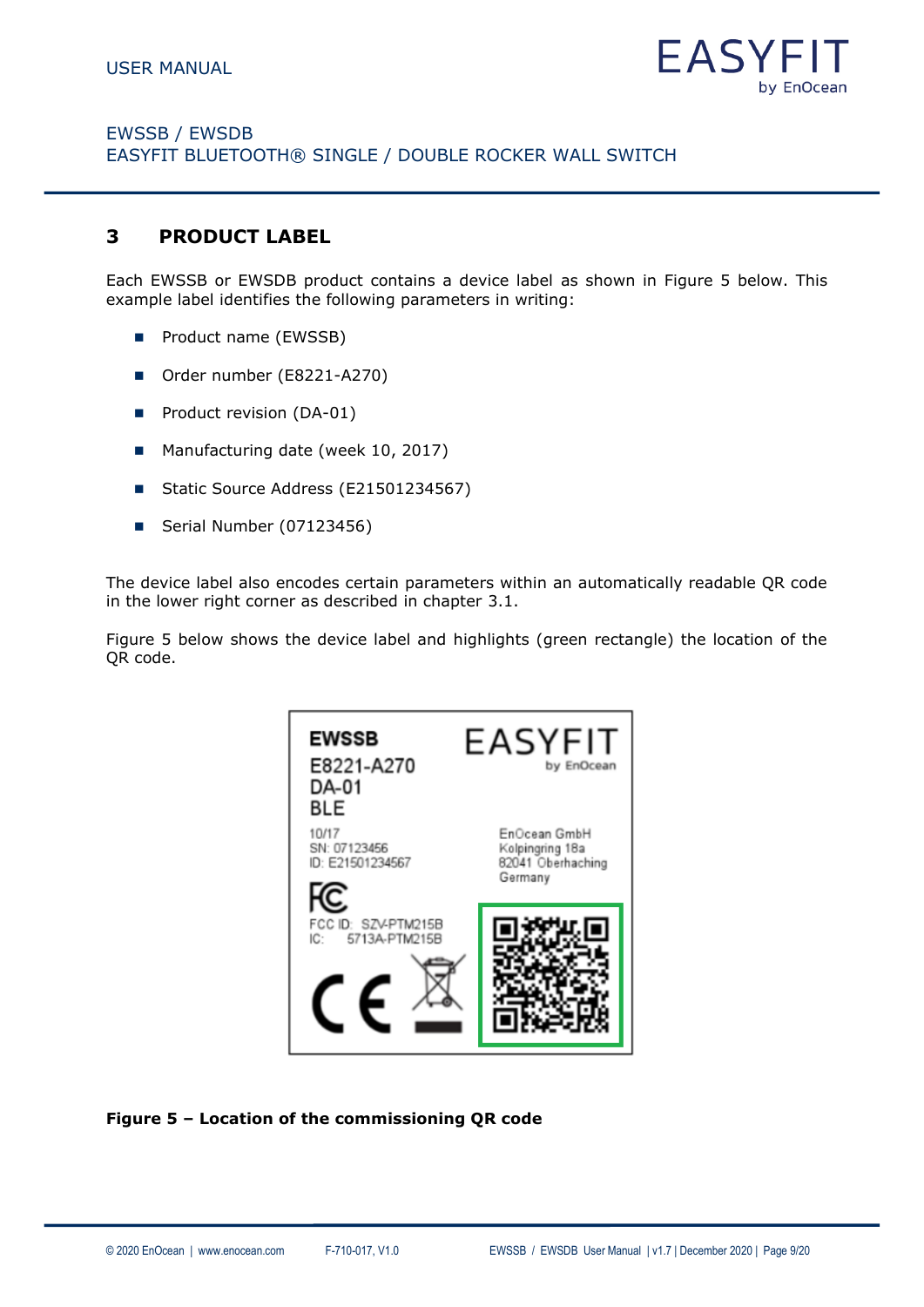## 3 PRODUCT LABEL

Each EWSSB or EWSDB product contains a device label as shown in Figure 5 below. This example label identifies the following parameters in writing:

- Product name (EWSSB)
- Order number (E8221-A270)
- Product revision (DA-01)
- Manufacturing date (week 10, 2017)
- Static Source Address (E21501234567)
- Serial Number (07123456)

The device label also encodes certain parameters within an automatically readable QR code in the lower right corner as described in chapter 3.1.

Figure 5 below shows the device label and highlights (green rectangle) the location of the QR code.

**Figure 5 – Location of the commissioning QR code**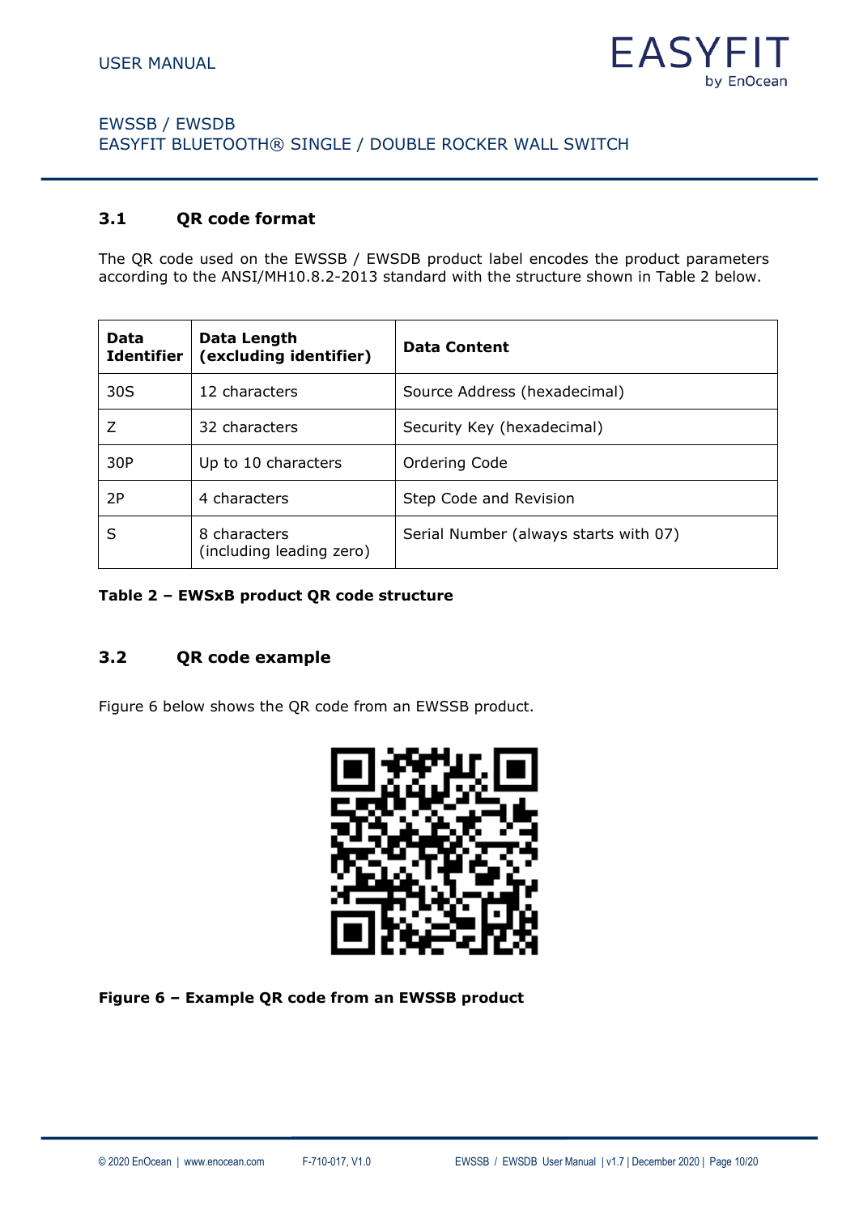### 3.1 QR code format

The QR code used on the EWSSB / EWSDB product label encodes the product parameters according to the ANSI/MH10.8.2-2013 standard with the structure shown in Table 2 below.

| Data Identifier | Data Length (excluding identifier) | Data Content |
|---|---|---|
| 30S | 12 characters | Source Address (hexadecimal) |
| Z | 32 characters | Security Key (hexadecimal) |
| 30P | Up to 10 characters | Ordering Code |
| 2P | 4 characters | Step Code and Revision |
| S | 8 characters (including leading zero) | Serial Number (always starts with 07) |

**Table 2 – EWSxB product QR code structure**

### 3.2 QR code example

Figure 6 below shows the QR code from an EWSSB product.

**Figure 6 – Example QR code from an EWSSB product**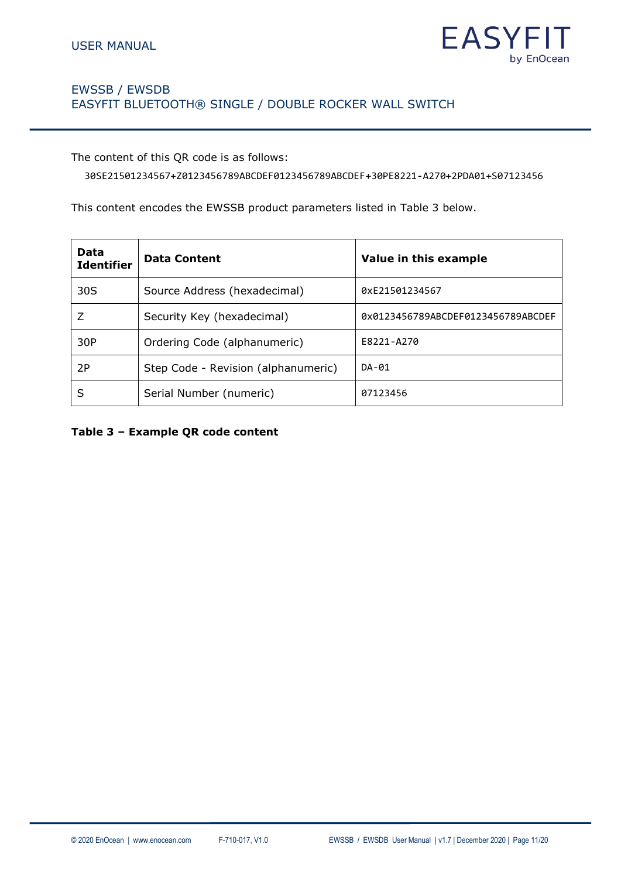The content of this QR code is as follows:

```
30SE21501234567+Z0123456789ABCDEF0123456789ABCDEF+30PE8221-A270+2PDA01+S07123456
```

This content encodes the EWSSB product parameters listed in Table 3 below.

| Data Identifier | Data Content | Value in this example |
|---|---|---|
| 30S | Source Address (hexadecimal) | 0xE21501234567 |
| Z | Security Key (hexadecimal) | 0x0123456789ABCDEF0123456789ABCDEF |
| 30P | Ordering Code (alphanumeric) | E8221-A270 |
| 2P | Step Code - Revision (alphanumeric) | DA-01 |
| S | Serial Number (numeric) | 07123456 |

**Table 3 – Example QR code content**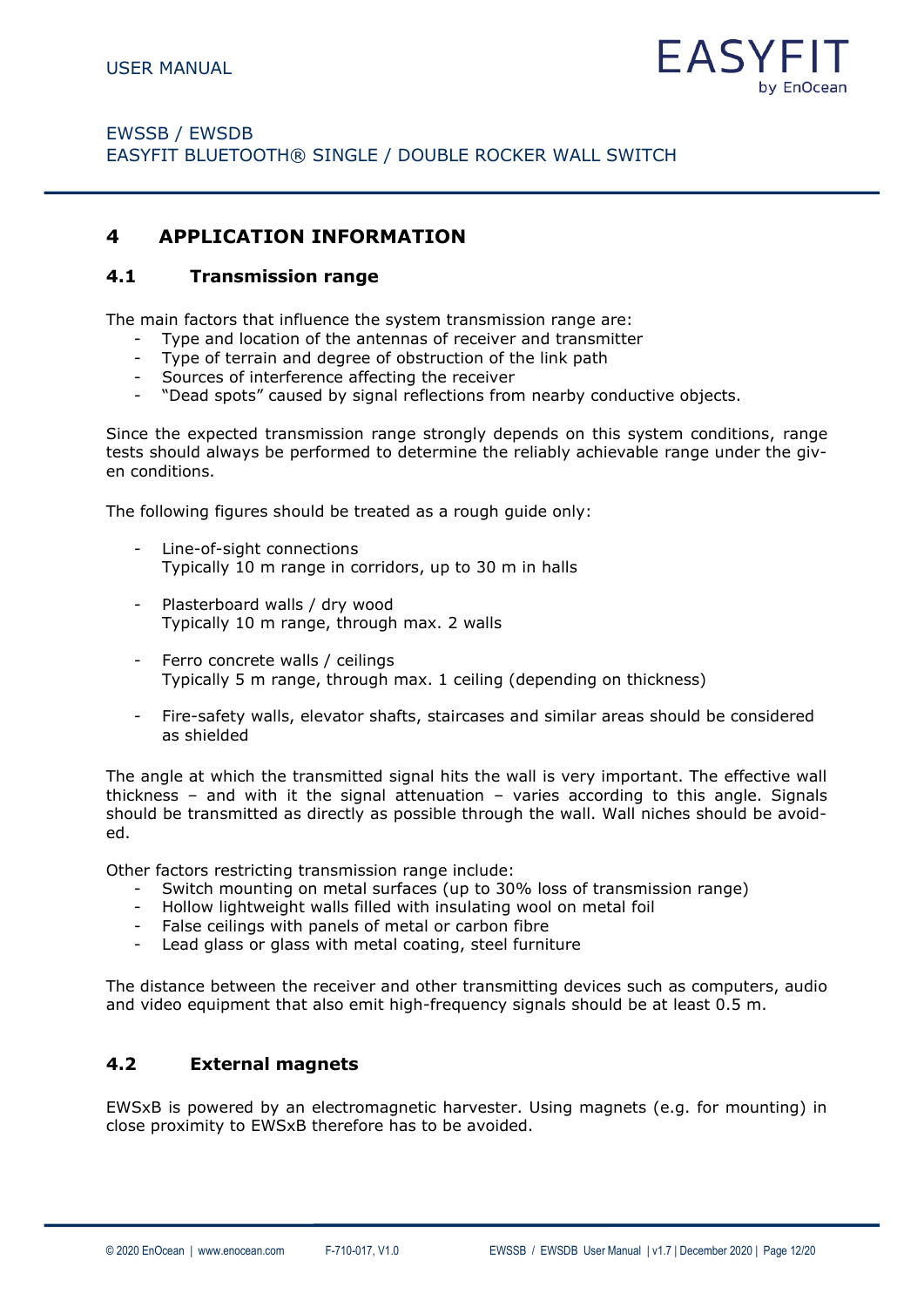# 4 APPLICATION INFORMATION

## 4.1 Transmission range

The main factors that influence the system transmission range are:

- Type and location of the antennas of receiver and transmitter
- Type of terrain and degree of obstruction of the link path
- Sources of interference affecting the receiver
- "Dead spots" caused by signal reflections from nearby conductive objects.

Since the expected transmission range strongly depends on this system conditions, range tests should always be performed to determine the reliably achievable range under the given conditions.

The following figures should be treated as a rough guide only:

- Line-of-sight connections
  Typically 10 m range in corridors, up to 30 m in halls

- Plasterboard walls / dry wood
  Typically 10 m range, through max. 2 walls

- Ferro concrete walls / ceilings
  Typically 5 m range, through max. 1 ceiling (depending on thickness)

- Fire-safety walls, elevator shafts, staircases and similar areas should be considered as shielded

The angle at which the transmitted signal hits the wall is very important. The effective wall thickness – and with it the signal attenuation – varies according to this angle. Signals should be transmitted as directly as possible through the wall. Wall niches should be avoided.

Other factors restricting transmission range include:

- Switch mounting on metal surfaces (up to 30% loss of transmission range)
- Hollow lightweight walls filled with insulating wool on metal foil
- False ceilings with panels of metal or carbon fibre
- Lead glass or glass with metal coating, steel furniture

The distance between the receiver and other transmitting devices such as computers, audio and video equipment that also emit high-frequency signals should be at least 0.5 m.

## 4.2 External magnets

EWSxB is powered by an electromagnetic harvester. Using magnets (e.g. for mounting) in close proximity to EWSxB therefore has to be avoided.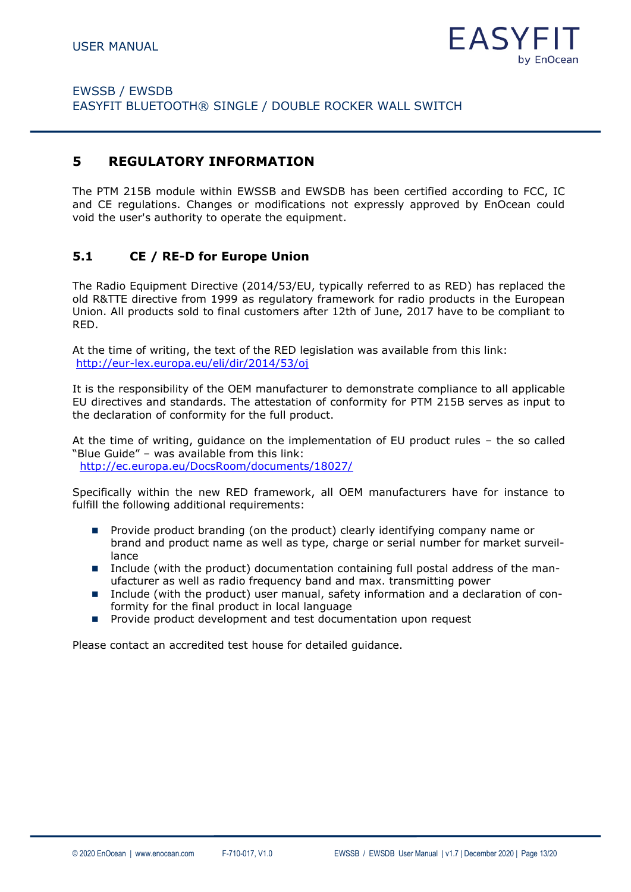## 5 REGULATORY INFORMATION

The PTM 215B module within EWSSB and EWSDB has been certified according to FCC, IC and CE regulations. Changes or modifications not expressly approved by EnOcean could void the user's authority to operate the equipment.

### 5.1 CE / RE-D for Europe Union

The Radio Equipment Directive (2014/53/EU, typically referred to as RED) has replaced the old R&TTE directive from 1999 as regulatory framework for radio products in the European Union. All products sold to final customers after 12th of June, 2017 have to be compliant to RED.

At the time of writing, the text of the RED legislation was available from this link:
http://eur-lex.europa.eu/eli/dir/2014/53/oj

It is the responsibility of the OEM manufacturer to demonstrate compliance to all applicable EU directives and standards. The attestation of conformity for PTM 215B serves as input to the declaration of conformity for the full product.

At the time of writing, guidance on the implementation of EU product rules – the so called "Blue Guide" – was available from this link:
http://ec.europa.eu/DocsRoom/documents/18027/

Specifically within the new RED framework, all OEM manufacturers have for instance to fulfill the following additional requirements:

- Provide product branding (on the product) clearly identifying company name or brand and product name as well as type, charge or serial number for market surveillance
- Include (with the product) documentation containing full postal address of the manufacturer as well as radio frequency band and max. transmitting power
- Include (with the product) user manual, safety information and a declaration of conformity for the final product in local language
- Provide product development and test documentation upon request

Please contact an accredited test house for detailed guidance.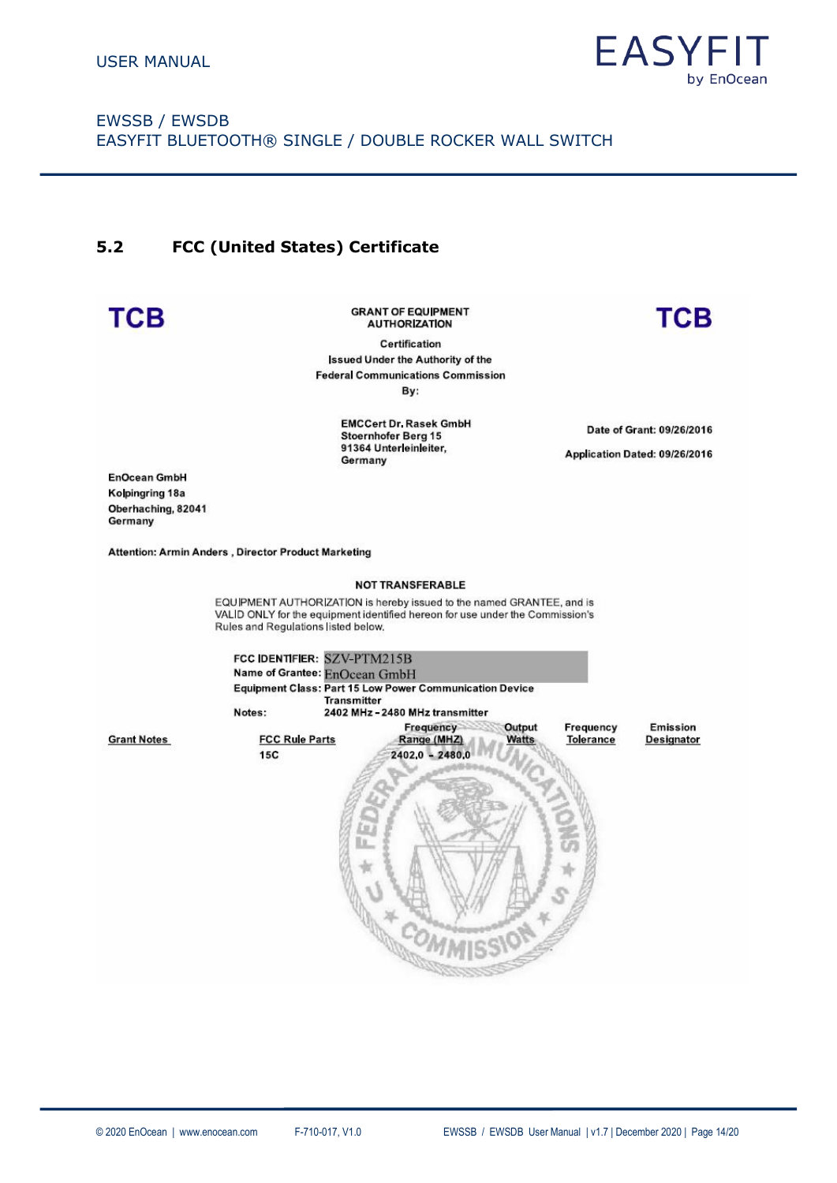## 5.2 FCC (United States) Certificate

TCB

**GRANT OF EQUIPMENT AUTHORIZATION**

TCB

**Certification**
**Issued Under the Authority of the Federal Communications Commission**
**By:**

**EMCCert Dr. Rasek GmbH**
**Stoernhofer Berg 15**
**91364 Unterleinleiter,**
**Germany**

**Date of Grant: 09/26/2016**

**Application Dated: 09/26/2016**

**EnOcean GmbH**
**Kolpingring 18a**
**Oberhaching, 82041**
**Germany**

**Attention: Armin Anders , Director Product Marketing**

**NOT TRANSFERABLE**

EQUIPMENT AUTHORIZATION is hereby issued to the named GRANTEE, and is VALID ONLY for the equipment identified hereon for use under the Commission's Rules and Regulations listed below.

**FCC IDENTIFIER:** SZV-PTM215B
**Name of Grantee:** EnOcean GmbH
**Equipment Class:** Part 15 Low Power Communication Device Transmitter
**Notes:** 2402 MHz - 2480 MHz transmitter

| Grant Notes | FCC Rule Parts | Frequency Range (MHZ) | Output Watts | Frequency Tolerance | Emission Designator |
|---|---|---|---|---|---|
| | 15C | 2402,0 - 2480,0 | | | |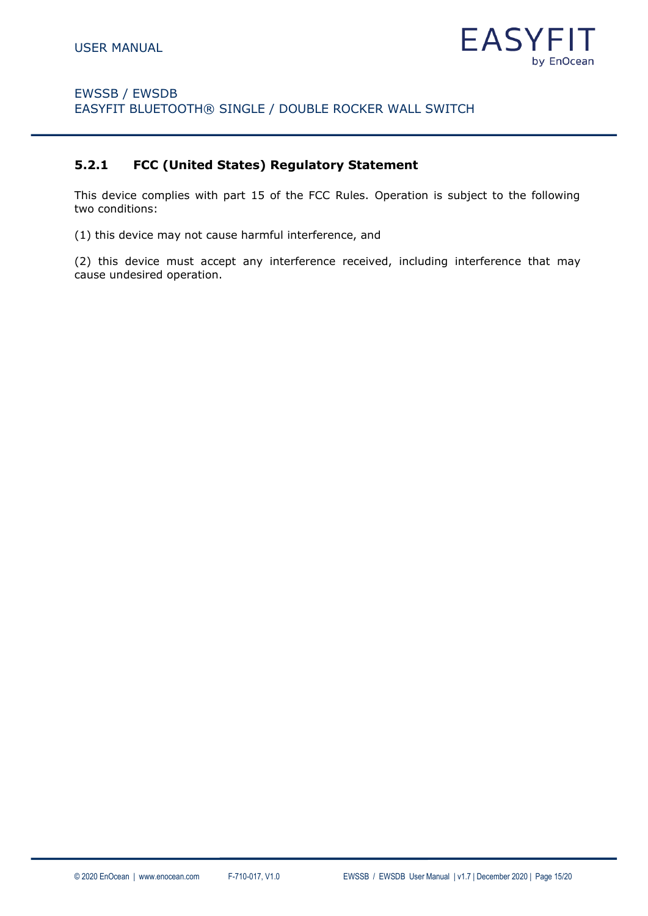### 5.2.1 FCC (United States) Regulatory Statement

This device complies with part 15 of the FCC Rules. Operation is subject to the following two conditions:

(1) this device may not cause harmful interference, and

(2) this device must accept any interference received, including interference that may cause undesired operation.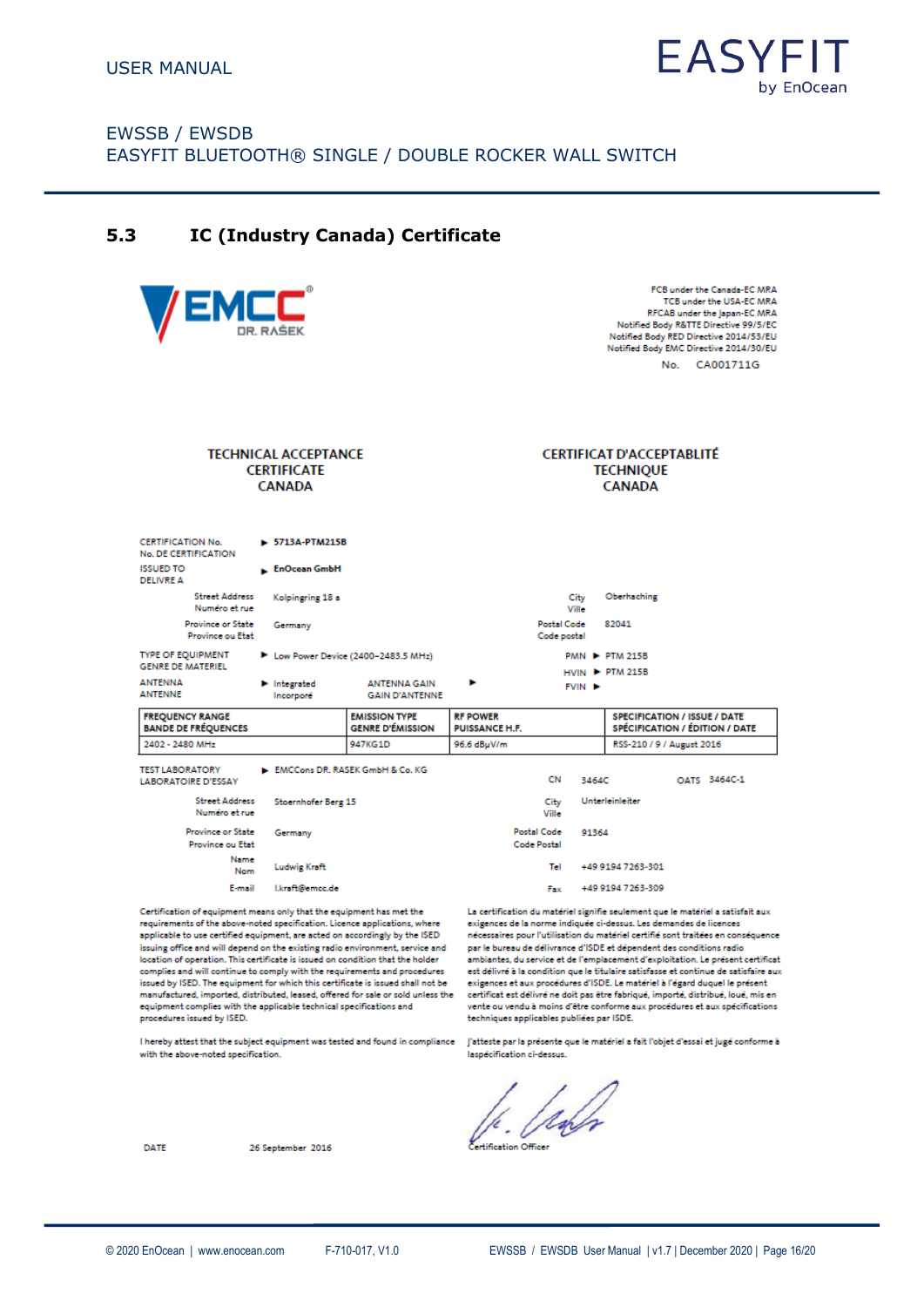## 5.3 IC (Industry Canada) Certificate

EMCC DR. RAŠEK

FCB under the Canada-EC MRA
TCB under the USA-EC MRA
RFCAB under the Japan-EC MRA
Notified Body R&TTE Directive 99/5/EC
Notified Body RED Directive 2014/53/EU
Notified Body EMC Directive 2014/30/EU

No. CA001711G

**TECHNICAL ACCEPTANCE CERTIFICATE CANADA**

**CERTIFICAT D'ACCEPTABLITÉ TECHNIQUE CANADA**

CERTIFICATION No. / No. DE CERTIFICATION ► **5713A-PTM215B**

ISSUED TO / DELIVRE A ► **EnOcean GmbH**

Street Address / Numéro et rue: Kolpingring 18 a
City / Ville: Oberhaching
Province or State / Province ou Etat: Germany
Postal Code / Code postal: 82041

TYPE OF EQUIPMENT / GENRE DE MATERIEL ► Low Power Device (2400–2483.5 MHz)
PMN ► PTM 215B
HVIN ► PTM 215B
FVIN ►

ANTENNA / ANTENNE ► Integrated / Incorporé
ANTENNA GAIN / GAIN D'ANTENNE ►

| FREQUENCY RANGE<br>BANDE DE FRÉQUENCES | EMISSION TYPE<br>GENRE D'ÉMISSION | RF POWER<br>PUISSANCE H.F. | SPECIFICATION / ISSUE / DATE<br>SPÉCIFICATION / ÉDITION / DATE |
|---|---|---|---|
| 2402 - 2480 MHz | 947KG1D | 96.6 dBµV/m | RSS-210 / 9 / August 2016 |

TEST LABORATORY / LABORATOIRE D'ESSAY ► EMCCons DR. RASEK GmbH & Co. KG
CN 3464C    OATS 3464C-1

Street Address / Numéro et rue: Stoernhofer Berg 15
City / Ville: Unterleinleiter
Province or State / Province ou Etat: Germany
Postal Code / Code Postal: 91364
Name / Nom: Ludwig Kraft
Tel: +49 9194 7263-301
E-mail: l.kraft@emcc.de
Fax: +49 9194 7263-309

Certification of equipment means only that the equipment has met the requirements of the above-noted specification. Licence applications, where applicable to use certified equipment, are acted on accordingly by the ISED issuing office and will depend on the existing radio environment, service and location of operation. This certificate is issued on condition that the holder complies and will continue to comply with the requirements and procedures issued by ISED. The equipment for which this certificate is issued shall not be manufactured, imported, distributed, leased, offered for sale or sold unless the equipment complies with the applicable technical specifications and procedures issued by ISED.

La certification du matériel signifie seulement que le matériel a satisfait aux exigences de la norme indiquée ci-dessus. Les demandes de licences nécessaires pour l'utilisation du matériel certifié sont traitées en conséquence par le bureau de délivrance d'ISDE et dépendent des conditions radio ambiantes, du service et de l'emplacement d'exploitation. Le présent certificat est délivré à la condition que le titulaire satisfasse et continue de satisfaire aux exigences et aux procédures d'ISDE. Le matériel à l'égard duquel le présent certificat est délivré ne doit pas être fabriqué, importé, distribué, loué, mis en vente ou vendu à moins d'être conforme aux procédures et aux spécifications techniques applicables publiées par ISDE.

I hereby attest that the subject equipment was tested and found in compliance with the above-noted specification.

J'atteste par la présente que le matériel a fait l'objet d'essai et jugé conforme à laspécification ci-dessus.

DATE 26 September 2016

Certification Officer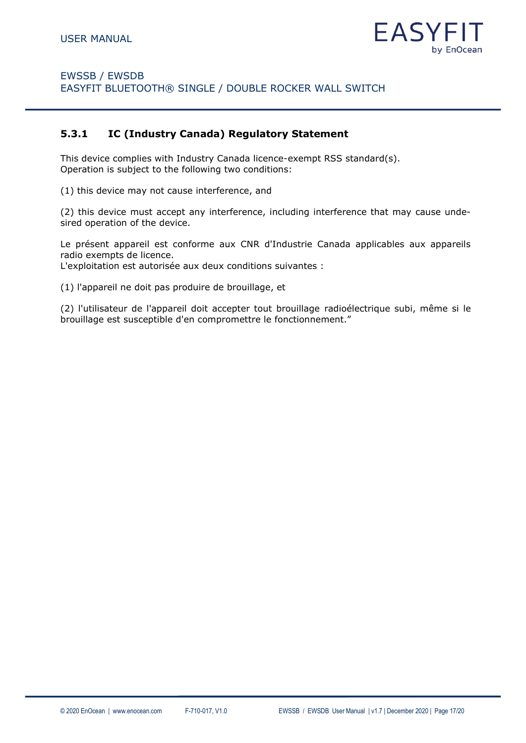### 5.3.1 IC (Industry Canada) Regulatory Statement

This device complies with Industry Canada licence-exempt RSS standard(s).
Operation is subject to the following two conditions:

(1) this device may not cause interference, and

(2) this device must accept any interference, including interference that may cause undesired operation of the device.

Le présent appareil est conforme aux CNR d'Industrie Canada applicables aux appareils radio exempts de licence.
L'exploitation est autorisée aux deux conditions suivantes :

(1) l'appareil ne doit pas produire de brouillage, et

(2) l'utilisateur de l'appareil doit accepter tout brouillage radioélectrique subi, même si le brouillage est susceptible d'en compromettre le fonctionnement."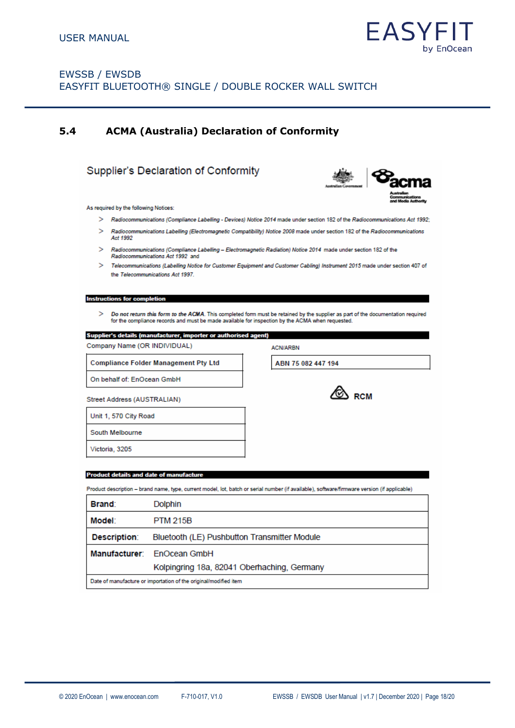## 5.4 ACMA (Australia) Declaration of Conformity

### Supplier's Declaration of Conformity

Australian Government | acma — Australian Communications and Media Authority

As required by the following Notices:

> *Radiocommunications (Compliance Labelling - Devices) Notice 2014* made under section 182 of the *Radiocommunications Act 1992*;

> *Radiocommunications Labelling (Electromagnetic Compatibility) Notice 2008* made under section 182 of the *Radiocommunications Act 1992*

> *Radiocommunications (Compliance Labelling – Electromagnetic Radiation) Notice 2014* made under section 182 of the *Radiocommunications Act 1992* and

> *Telecommunications (Labelling Notice for Customer Equipment and Customer Cabling) Instrument 2015* made under section 407 of the *Telecommunications Act 1997*.

**Instructions for completion**

> ***Do not return this form to the ACMA.*** This completed form must be retained by the supplier as part of the documentation required for the compliance records and must be made available for inspection by the ACMA when requested.

**Supplier's details (manufacturer, importer or authorised agent)**

Company Name (OR INDIVIDUAL)

| |
|---|
| **Compliance Folder Management Pty Ltd** |
| On behalf of: EnOcean GmbH |

ACN/ARBN

| |
|---|
| **ABN 75 082 447 194** |

**RCM**

Street Address (AUSTRALIAN)

| |
|---|
| Unit 1, 570 City Road |
| South Melbourne |
| Victoria, 3205 |

**Product details and date of manufacture**

Product description – brand name, type, current model, lot, batch or serial number (if available), software/firmware version (if applicable)

| | |
|---|---|
| **Brand**: | Dolphin |
| **Model**: | PTM 215B |
| **Description**: | Bluetooth (LE) Pushbutton Transmitter Module |
| **Manufacturer**: | EnOcean GmbH<br>Kolpingring 18a, 82041 Oberhaching, Germany |
| Date of manufacture or importation of the original/modified item | |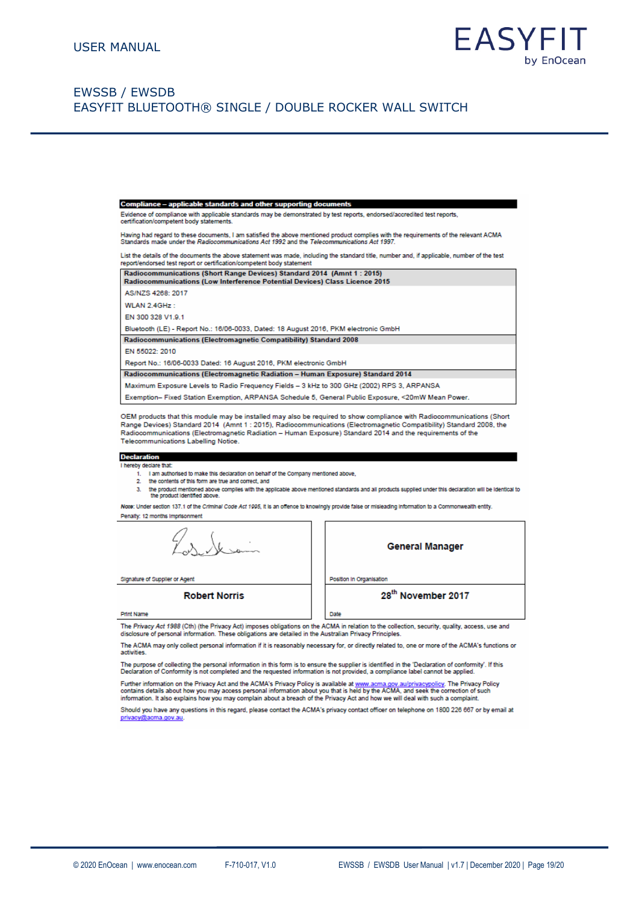## Compliance – applicable standards and other supporting documents

Evidence of compliance with applicable standards may be demonstrated by test reports, endorsed/accredited test reports, certification/competent body statements.

Having had regard to these documents, I am satisfied the above mentioned product complies with the requirements of the relevant ACMA Standards made under the *Radiocommunications Act 1992* and the *Telecommunications Act 1997*.

List the details of the documents the above statement was made, including the standard title, number and, if applicable, number of the test report/endorsed test report or certification/competent body statement

| **Radiocommunications (Short Range Devices) Standard 2014 (Amnt 1 : 2015)**<br>**Radiocommunications (Low Interference Potential Devices) Class Licence 2015** |
|---|
| AS/NZS 4268: 2017 |
| WLAN 2.4GHz : |
| EN 300 328 V1.9.1 |
| Bluetooth (LE) - Report No.: 16/06-0033, Dated: 18 August 2016, PKM electronic GmbH |
| **Radiocommunications (Electromagnetic Compatibility) Standard 2008** |
| EN 55022: 2010 |
| Report No.: 16/06-0033 Dated: 16 August 2016, PKM electronic GmbH |
| **Radiocommunications (Electromagnetic Radiation – Human Exposure) Standard 2014** |
| Maximum Exposure Levels to Radio Frequency Fields – 3 kHz to 300 GHz (2002) RPS 3, ARPANSA |
| Exemption– Fixed Station Exemption, ARPANSA Schedule 5, General Public Exposure, <20mW Mean Power. |

OEM products that this module may be installed may also be required to show compliance with Radiocommunications (Short Range Devices) Standard 2014 (Amnt 1 : 2015), Radiocommunications (Electromagnetic Compatibility) Standard 2008, the Radiocommunications (Electromagnetic Radiation – Human Exposure) Standard 2014 and the requirements of the Telecommunications Labelling Notice.

## Declaration

I hereby declare that:

1. I am authorised to make this declaration on behalf of the Company mentioned above,
2. the contents of this form are true and correct, and
3. the product mentioned above complies with the applicable above mentioned standards and all products supplied under this declaration will be identical to the product identified above.

***Note:*** Under section 137.1 of the *Criminal Code Act 1995*, it is an offence to knowingly provide false or misleading information to a Commonwealth entity.
Penalty: 12 months imprisonment

| | |
|---|---|
| [Signature]<br>Signature of Supplier or Agent | **General Manager**<br>Position in Organisation |
| **Robert Norris**<br>Print Name | **28th November 2017**<br>Date |

The *Privacy Act 1988* (Cth) (the Privacy Act) imposes obligations on the ACMA in relation to the collection, security, quality, access, use and disclosure of personal information. These obligations are detailed in the Australian Privacy Principles.

The ACMA may only collect personal information if it is reasonably necessary for, or directly related to, one or more of the ACMA's functions or activities.

The purpose of collecting the personal information in this form is to ensure the supplier is identified in the 'Declaration of conformity'. If this Declaration of Conformity is not completed and the requested information is not provided, a compliance label cannot be applied.

Further information on the Privacy Act and the ACMA's Privacy Policy is available at www.acma.gov.au/privacypolicy. The Privacy Policy contains details about how you may access personal information about you that is held by the ACMA, and seek the correction of such information. It also explains how you may complain about a breach of the Privacy Act and how we will deal with such a complaint.

Should you have any questions in this regard, please contact the ACMA's privacy contact officer on telephone on 1800 226 667 or by email at privacy@acma.gov.au.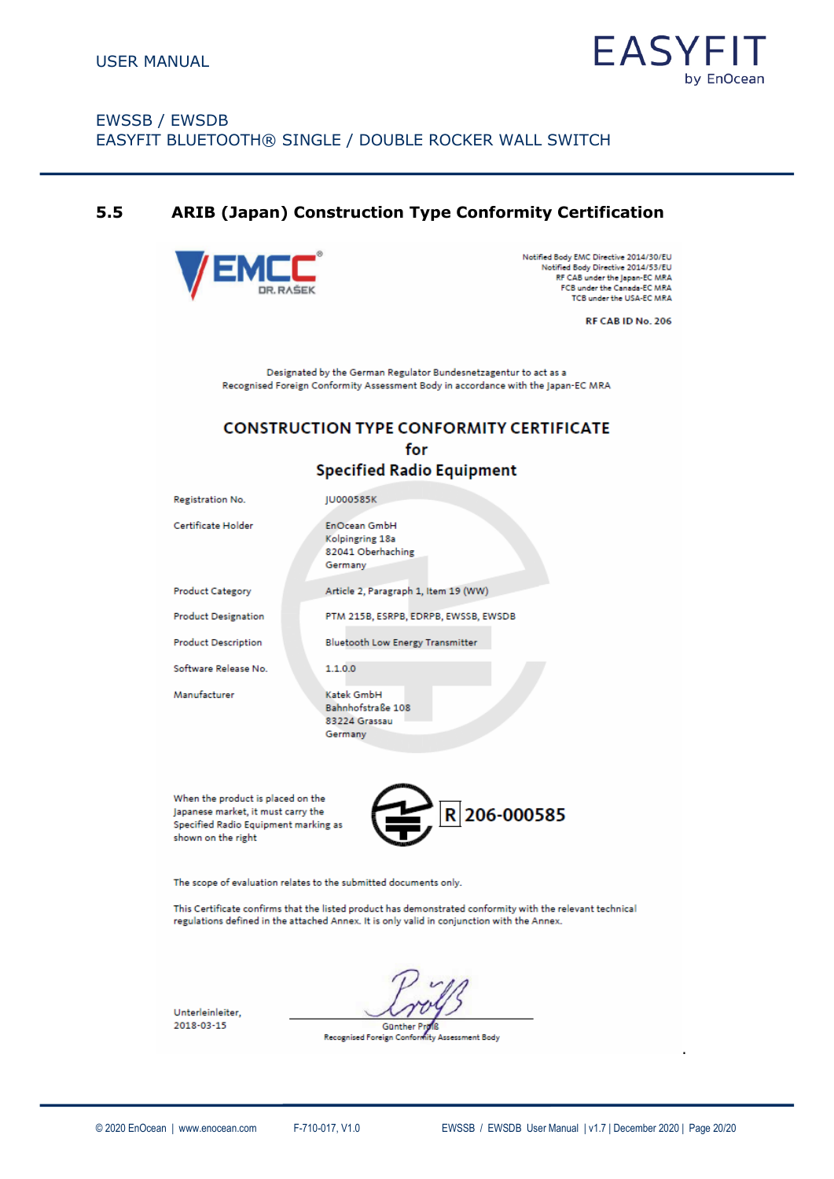## 5.5 ARIB (Japan) Construction Type Conformity Certification

EMCC DR. RAŠEK

Notified Body EMC Directive 2014/30/EU
Notified Body Directive 2014/53/EU
RF CAB under the Japan-EC MRA
FCB under the Canada-EC MRA
TCB under the USA-EC MRA

**RF CAB ID No. 206**

Designated by the German Regulator Bundesnetzagentur to act as a
Recognised Foreign Conformity Assessment Body in accordance with the Japan-EC MRA

**CONSTRUCTION TYPE CONFORMITY CERTIFICATE**
**for**
**Specified Radio Equipment**

| | |
|---|---|
| Registration No. | JU000585K |
| Certificate Holder | EnOcean GmbH<br>Kolpingring 18a<br>82041 Oberhaching<br>Germany |
| Product Category | Article 2, Paragraph 1, Item 19 (WW) |
| Product Designation | PTM 215B, ESRPB, EDRPB, EWSSB, EWSDB |
| Product Description | Bluetooth Low Energy Transmitter |
| Software Release No. | 1.1.0.0 |
| Manufacturer | Katek GmbH<br>Bahnhofstraße 108<br>83224 Grassau<br>Germany |

When the product is placed on the Japanese market, it must carry the Specified Radio Equipment marking as shown on the right

R 206-000585

The scope of evaluation relates to the submitted documents only.

This Certificate confirms that the listed product has demonstrated conformity with the relevant technical regulations defined in the attached Annex. It is only valid in conjunction with the Annex.

Unterleinleiter,
2018-03-15

Günther Prölß
Recognised Foreign Conformity Assessment Body